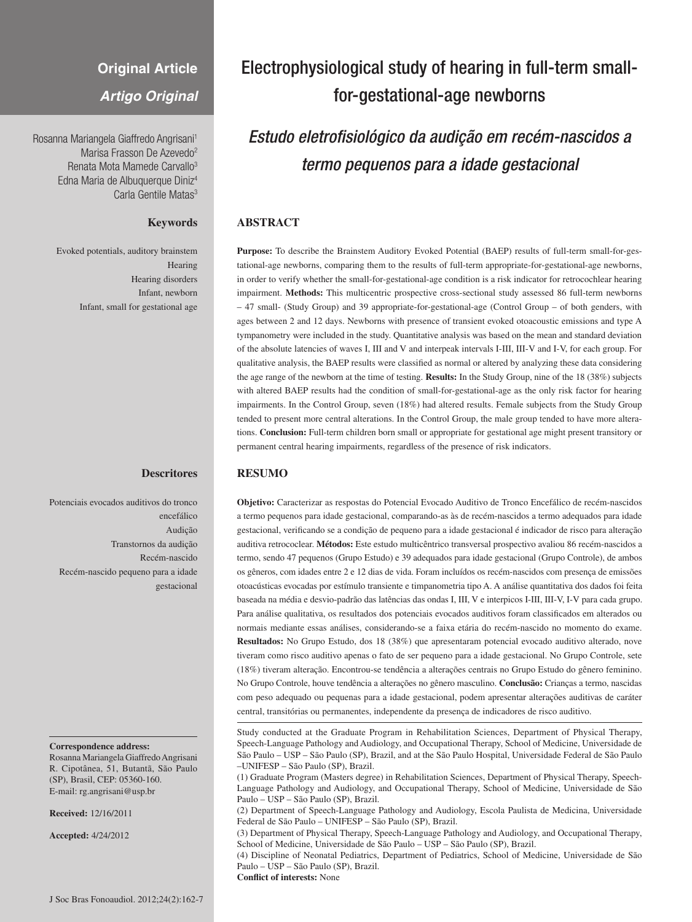**Original Article**

***Artigo Original***

Rosanna Mariangela Giaffredo Angrisani[1]
Marisa Frasson De Azevedo[2]
Renata Mota Mamede Carvallo[3]
Edna Maria de Albuquerque Diniz[4]
Carla Gentile Matas[3]

# Electrophysiological study of hearing in full-term small-for-gestational-age newborns

## *Estudo eletrofisiológico da audição em recém-nascidos a termo pequenos para a idade gestacional*

### Keywords

Evoked potentials, auditory brainstem
Hearing
Hearing disorders
Infant, newborn
Infant, small for gestational age

### ABSTRACT

**Purpose:** To describe the Brainstem Auditory Evoked Potential (BAEP) results of full-term small-for-gestational-age newborns, comparing them to the results of full-term appropriate-for-gestational-age newborns, in order to verify whether the small-for-gestational-age condition is a risk indicator for retrocochlear hearing impairment. **Methods:** This multicentric prospective cross-sectional study assessed 86 full-term newborns – 47 small- (Study Group) and 39 appropriate-for-gestational-age (Control Group – of both genders, with ages between 2 and 12 days. Newborns with presence of transient evoked otoacoustic emissions and type A tympanometry were included in the study. Quantitative analysis was based on the mean and standard deviation of the absolute latencies of waves I, III and V and interpeak intervals I-III, III-V and I-V, for each group. For qualitative analysis, the BAEP results were classified as normal or altered by analyzing these data considering the age range of the newborn at the time of testing. **Results:** In the Study Group, nine of the 18 (38%) subjects with altered BAEP results had the condition of small-for-gestational-age as the only risk factor for hearing impairments. In the Control Group, seven (18%) had altered results. Female subjects from the Study Group tended to present more central alterations. In the Control Group, the male group tended to have more alterations. **Conclusion:** Full-term children born small or appropriate for gestational age might present transitory or permanent central hearing impairments, regardless of the presence of risk indicators.

### Descritores

Potenciais evocados auditivos do tronco encefálico
Audição
Transtornos da audição
Recém-nascido
Recém-nascido pequeno para a idade gestacional

### RESUMO

**Objetivo:** Caracterizar as respostas do Potencial Evocado Auditivo de Tronco Encefálico de recém-nascidos a termo pequenos para idade gestacional, comparando-as às de recém-nascidos a termo adequados para idade gestacional, verificando se a condição de pequeno para a idade gestacional é indicador de risco para alteração auditiva retrococlear. **Métodos:** Este estudo multicêntrico transversal prospectivo avaliou 86 recém-nascidos a termo, sendo 47 pequenos (Grupo Estudo) e 39 adequados para idade gestacional (Grupo Controle), de ambos os gêneros, com idades entre 2 e 12 dias de vida. Foram incluídos os recém-nascidos com presença de emissões otoacústicas evocadas por estímulo transiente e timpanometria tipo A. A análise quantitativa dos dados foi feita baseada na média e desvio-padrão das latências das ondas I, III, V e interpicos I-III, III-V, I-V para cada grupo. Para análise qualitativa, os resultados dos potenciais evocados auditivos foram classificados em alterados ou normais mediante essas análises, considerando-se a faixa etária do recém-nascido no momento do exame. **Resultados:** No Grupo Estudo, dos 18 (38%) que apresentaram potencial evocado auditivo alterado, nove tiveram como risco auditivo apenas o fato de ser pequeno para a idade gestacional. No Grupo Controle, sete (18%) tiveram alteração. Encontrou-se tendência a alterações centrais no Grupo Estudo do gênero feminino. No Grupo Controle, houve tendência a alterações no gênero masculino. **Conclusão:** Crianças a termo, nascidas com peso adequado ou pequenas para a idade gestacional, podem apresentar alterações auditivas de caráter central, transitórias ou permanentes, independente da presença de indicadores de risco auditivo.

Study conducted at the Graduate Program in Rehabilitation Sciences, Department of Physical Therapy, Speech-Language Pathology and Audiology, and Occupational Therapy, School of Medicine, Universidade de São Paulo – USP – São Paulo (SP), Brazil, and at the São Paulo Hospital, Universidade Federal de São Paulo –UNIFESP – São Paulo (SP), Brazil.

(1) Graduate Program (Masters degree) in Rehabilitation Sciences, Department of Physical Therapy, Speech-Language Pathology and Audiology, and Occupational Therapy, School of Medicine, Universidade de São Paulo – USP – São Paulo (SP), Brazil.

(2) Department of Speech-Language Pathology and Audiology, Escola Paulista de Medicina, Universidade Federal de São Paulo – UNIFESP – São Paulo (SP), Brazil.

(3) Department of Physical Therapy, Speech-Language Pathology and Audiology, and Occupational Therapy, School of Medicine, Universidade de São Paulo – USP – São Paulo (SP), Brazil.

(4) Discipline of Neonatal Pediatrics, Department of Pediatrics, School of Medicine, Universidade de São Paulo – USP – São Paulo (SP), Brazil.

**Conflict of interests:** None

**Correspondence address:**
Rosanna Mariangela Giaffredo Angrisani
R. Cipotânea, 51, Butantã, São Paulo (SP), Brasil, CEP: 05360-160.
E-mail: rg.angrisani@usp.br

**Received:** 12/16/2011

**Accepted:** 4/24/2012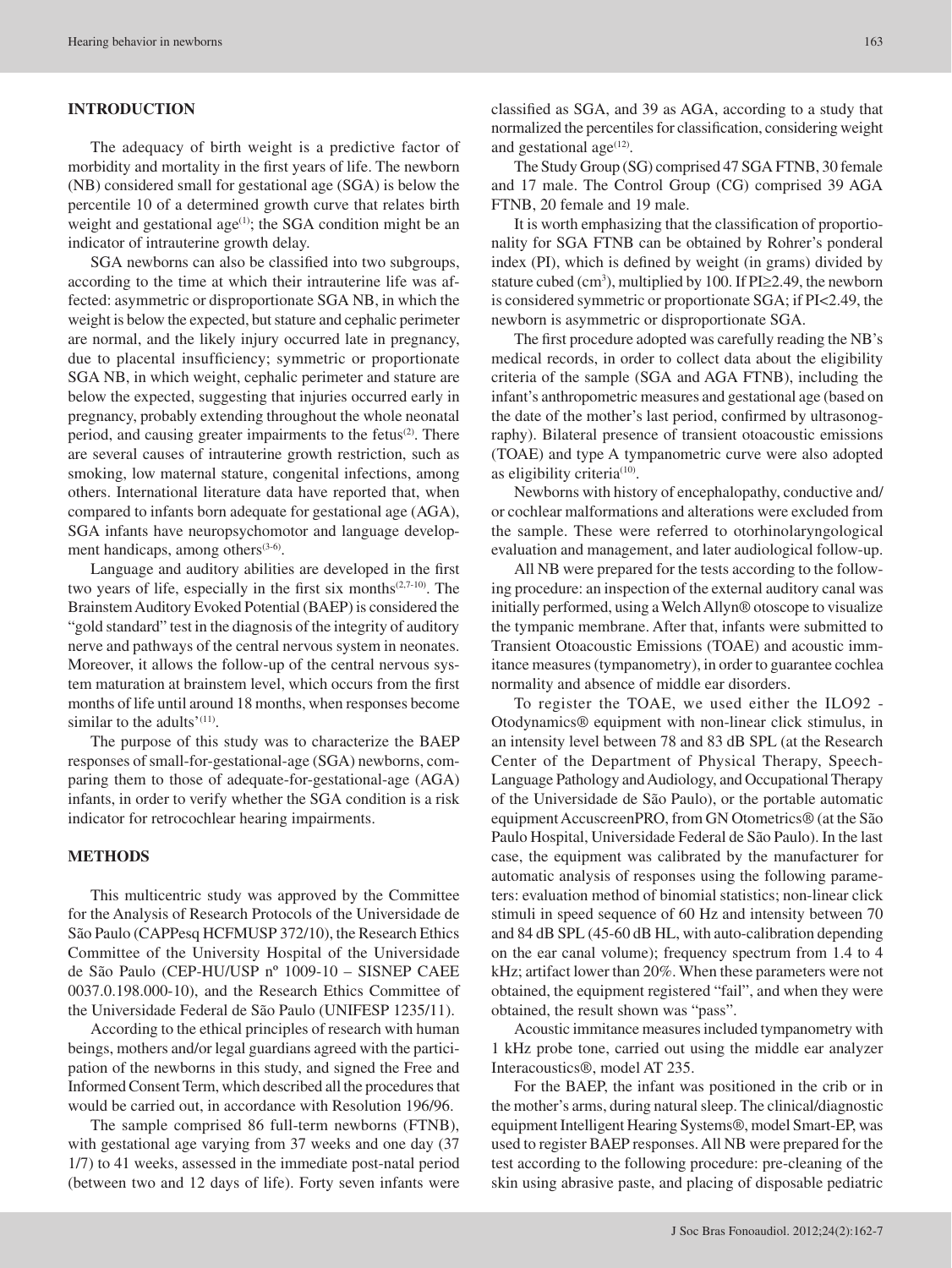## INTRODUCTION

The adequacy of birth weight is a predictive factor of morbidity and mortality in the first years of life. The newborn (NB) considered small for gestational age (SGA) is below the percentile 10 of a determined growth curve that relates birth weight and gestational age[1]; the SGA condition might be an indicator of intrauterine growth delay.

SGA newborns can also be classified into two subgroups, according to the time at which their intrauterine life was affected: asymmetric or disproportionate SGA NB, in which the weight is below the expected, but stature and cephalic perimeter are normal, and the likely injury occurred late in pregnancy, due to placental insufficiency; symmetric or proportionate SGA NB, in which weight, cephalic perimeter and stature are below the expected, suggesting that injuries occurred early in pregnancy, probably extending throughout the whole neonatal period, and causing greater impairments to the fetus[2]. There are several causes of intrauterine growth restriction, such as smoking, low maternal stature, congenital infections, among others. International literature data have reported that, when compared to infants born adequate for gestational age (AGA), SGA infants have neuropsychomotor and language development handicaps, among others[3-6].

Language and auditory abilities are developed in the first two years of life, especially in the first six months[2,7-10]. The Brainstem Auditory Evoked Potential (BAEP) is considered the "gold standard" test in the diagnosis of the integrity of auditory nerve and pathways of the central nervous system in neonates. Moreover, it allows the follow-up of the central nervous system maturation at brainstem level, which occurs from the first months of life until around 18 months, when responses become similar to the adults'[11].

The purpose of this study was to characterize the BAEP responses of small-for-gestational-age (SGA) newborns, comparing them to those of adequate-for-gestational-age (AGA) infants, in order to verify whether the SGA condition is a risk indicator for retrocochlear hearing impairments.

## METHODS

This multicentric study was approved by the Committee for the Analysis of Research Protocols of the Universidade de São Paulo (CAPPesq HCFMUSP 372/10), the Research Ethics Committee of the University Hospital of the Universidade de São Paulo (CEP-HU/USP nº 1009-10 – SISNEP CAEE 0037.0.198.000-10), and the Research Ethics Committee of the Universidade Federal de São Paulo (UNIFESP 1235/11).

According to the ethical principles of research with human beings, mothers and/or legal guardians agreed with the participation of the newborns in this study, and signed the Free and Informed Consent Term, which described all the procedures that would be carried out, in accordance with Resolution 196/96.

The sample comprised 86 full-term newborns (FTNB), with gestational age varying from 37 weeks and one day (37 1/7) to 41 weeks, assessed in the immediate post-natal period (between two and 12 days of life). Forty seven infants were classified as SGA, and 39 as AGA, according to a study that normalized the percentiles for classification, considering weight and gestational age[12].

The Study Group (SG) comprised 47 SGA FTNB, 30 female and 17 male. The Control Group (CG) comprised 39 AGA FTNB, 20 female and 19 male.

It is worth emphasizing that the classification of proportionality for SGA FTNB can be obtained by Rohrer's ponderal index (PI), which is defined by weight (in grams) divided by stature cubed ($cm^3$), multiplied by 100. If PI≥2.49, the newborn is considered symmetric or proportionate SGA; if PI<2.49, the newborn is asymmetric or disproportionate SGA.

The first procedure adopted was carefully reading the NB's medical records, in order to collect data about the eligibility criteria of the sample (SGA and AGA FTNB), including the infant's anthropometric measures and gestational age (based on the date of the mother's last period, confirmed by ultrasonography). Bilateral presence of transient otoacoustic emissions (TOAE) and type A tympanometric curve were also adopted as eligibility criteria[10].

Newborns with history of encephalopathy, conductive and/or cochlear malformations and alterations were excluded from the sample. These were referred to otorhinolaryngological evaluation and management, and later audiological follow-up.

All NB were prepared for the tests according to the following procedure: an inspection of the external auditory canal was initially performed, using a Welch Allyn® otoscope to visualize the tympanic membrane. After that, infants were submitted to Transient Otoacoustic Emissions (TOAE) and acoustic immitance measures (tympanometry), in order to guarantee cochlea normality and absence of middle ear disorders.

To register the TOAE, we used either the ILO92 - Otodynamics® equipment with non-linear click stimulus, in an intensity level between 78 and 83 dB SPL (at the Research Center of the Department of Physical Therapy, Speech-Language Pathology and Audiology, and Occupational Therapy of the Universidade de São Paulo), or the portable automatic equipment AccuscreenPRO, from GN Otometrics® (at the São Paulo Hospital, Universidade Federal de São Paulo). In the last case, the equipment was calibrated by the manufacturer for automatic analysis of responses using the following parameters: evaluation method of binomial statistics; non-linear click stimuli in speed sequence of 60 Hz and intensity between 70 and 84 dB SPL (45-60 dB HL, with auto-calibration depending on the ear canal volume); frequency spectrum from 1.4 to 4 kHz; artifact lower than 20%. When these parameters were not obtained, the equipment registered "fail", and when they were obtained, the result shown was "pass".

Acoustic immitance measures included tympanometry with 1 kHz probe tone, carried out using the middle ear analyzer Interacoustics®, model AT 235.

For the BAEP, the infant was positioned in the crib or in the mother's arms, during natural sleep. The clinical/diagnostic equipment Intelligent Hearing Systems®, model Smart-EP, was used to register BAEP responses. All NB were prepared for the test according to the following procedure: pre-cleaning of the skin using abrasive paste, and placing of disposable pediatric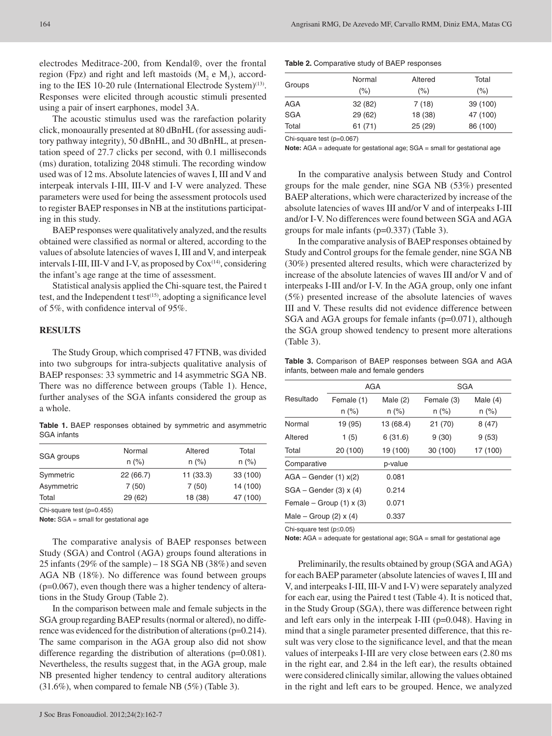electrodes Meditrace-200, from Kendal®, over the frontal region (Fpz) and right and left mastoids ($M_2$ e $M_1$), according to the IES 10-20 rule (International Electrode System)[13]. Responses were elicited through acoustic stimuli presented using a pair of insert earphones, model 3A.

The acoustic stimulus used was the rarefaction polarity click, monoaurally presented at 80 dBnHL (for assessing auditory pathway integrity), 50 dBnHL, and 30 dBnHL, at presentation speed of 27.7 clicks per second, with 0.1 milliseconds (ms) duration, totalizing 2048 stimuli. The recording window used was of 12 ms. Absolute latencies of waves I, III and V and interpeak intervals I-III, III-V and I-V were analyzed. These parameters were used for being the assessment protocols used to register BAEP responses in NB at the institutions participating in this study.

BAEP responses were qualitatively analyzed, and the results obtained were classified as normal or altered, according to the values of absolute latencies of waves I, III and V, and interpeak intervals I-III, III-V and I-V, as proposed by Cox[14], considering the infant's age range at the time of assessment.

Statistical analysis applied the Chi-square test, the Paired t test, and the Independent t test[15], adopting a significance level of 5%, with confidence interval of 95%.

## RESULTS

The Study Group, which comprised 47 FTNB, was divided into two subgroups for intra-subjects qualitative analysis of BAEP responses: 33 symmetric and 14 asymmetric SGA NB. There was no difference between groups (Table 1). Hence, further analyses of the SGA infants considered the group as a whole.

**Table 1.** BAEP responses obtained by symmetric and asymmetric SGA infants

| SGA groups | Normal n (%) | Altered n (%) | Total n (%) |
|---|---|---|---|
| Symmetric | 22 (66.7) | 11 (33.3) | 33 (100) |
| Asymmetric | 7 (50) | 7 (50) | 14 (100) |
| Total | 29 (62) | 18 (38) | 47 (100) |

Chi-square test (p=0.455)

**Note:** SGA = small for gestational age

The comparative analysis of BAEP responses between Study (SGA) and Control (AGA) groups found alterations in 25 infants (29% of the sample) – 18 SGA NB (38%) and seven AGA NB (18%). No difference was found between groups (p=0.067), even though there was a higher tendency of alterations in the Study Group (Table 2).

In the comparison between male and female subjects in the SGA group regarding BAEP results (normal or altered), no difference was evidenced for the distribution of alterations (p=0.214). The same comparison in the AGA group also did not show difference regarding the distribution of alterations (p=0.081). Nevertheless, the results suggest that, in the AGA group, male NB presented higher tendency to central auditory alterations (31.6%), when compared to female NB (5%) (Table 3).

**Table 2.** Comparative study of BAEP responses

| Groups | Normal (%) | Altered (%) | Total (%) |
|---|---|---|---|
| AGA | 32 (82) | 7 (18) | 39 (100) |
| SGA | 29 (62) | 18 (38) | 47 (100) |
| Total | 61 (71) | 25 (29) | 86 (100) |

Chi-square test (p=0.067)

**Note:** AGA = adequate for gestational age; SGA = small for gestational age

In the comparative analysis between Study and Control groups for the male gender, nine SGA NB (53%) presented BAEP alterations, which were characterized by increase of the absolute latencies of waves III and/or V and of interpeaks I-III and/or I-V. No differences were found between SGA and AGA groups for male infants (p=0.337) (Table 3).

In the comparative analysis of BAEP responses obtained by Study and Control groups for the female gender, nine SGA NB (30%) presented altered results, which were characterized by increase of the absolute latencies of waves III and/or V and of interpeaks I-III and/or I-V. In the AGA group, only one infant (5%) presented increase of the absolute latencies of waves III and V. These results did not evidence difference between SGA and AGA groups for female infants (p=0.071), although the SGA group showed tendency to present more alterations (Table 3).

**Table 3.** Comparison of BAEP responses between SGA and AGA infants, between male and female genders

| Resultado | AGA | | SGA | |
|---|---|---|---|---|
| | Female (1) n (%) | Male (2) n (%) | Female (3) n (%) | Male (4) n (%) |
| Normal | 19 (95) | 13 (68.4) | 21 (70) | 8 (47) |
| Altered | 1 (5) | 6 (31.6) | 9 (30) | 9 (53) |
| Total | 20 (100) | 19 (100) | 30 (100) | 17 (100) |
| Comparative | | p-value | | |
| AGA – Gender (1) x(2) | | 0.081 | | |
| SGA – Gender (3) x (4) | | 0.214 | | |
| Female – Group (1) x (3) | | 0.071 | | |
| Male – Group (2) x (4) | | 0.337 | | |

Chi-square test ($p \leq 0.05$)

**Note:** AGA = adequate for gestational age; SGA = small for gestational age

Preliminarily, the results obtained by group (SGA and AGA) for each BAEP parameter (absolute latencies of waves I, III and V, and interpeaks I-III, III-V and I-V) were separately analyzed for each ear, using the Paired t test (Table 4). It is noticed that, in the Study Group (SGA), there was difference between right and left ears only in the interpeak I-III (p=0.048). Having in mind that a single parameter presented difference, that this result was very close to the significance level, and that the mean values of interpeaks I-III are very close between ears (2.80 ms in the right ear, and 2.84 in the left ear), the results obtained were considered clinically similar, allowing the values obtained in the right and left ears to be grouped. Hence, we analyzed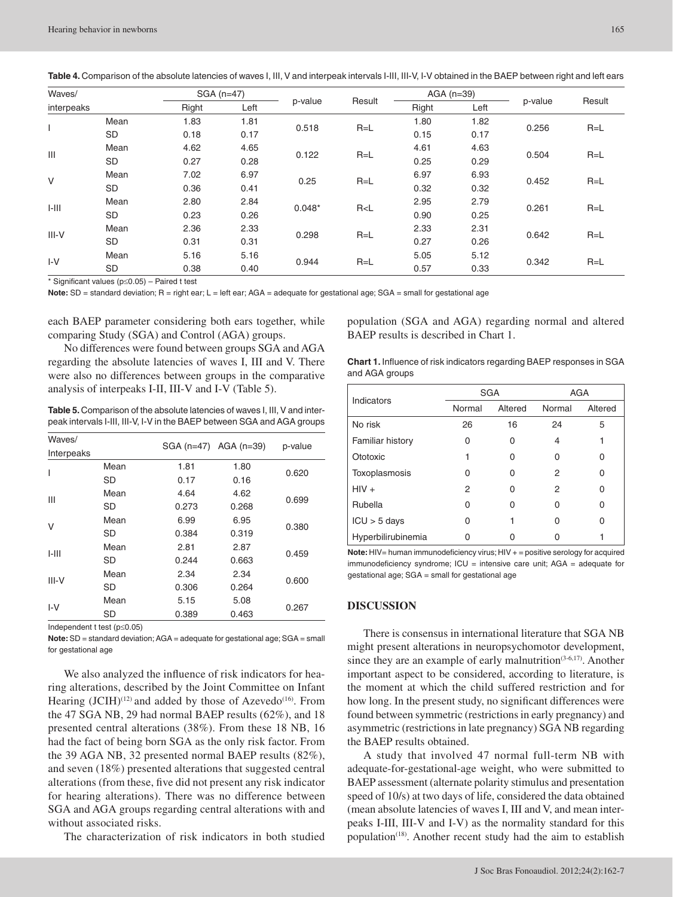**Table 4.** Comparison of the absolute latencies of waves I, III, V and interpeak intervals I-III, III-V, I-V obtained in the BAEP between right and left ears

| Waves/ interpeaks | | SGA (n=47) | | p-value | Result | AGA (n=39) | | p-value | Result |
|---|---|---|---|---|---|---|---|---|---|
| | | Right | Left | | | Right | Left | | |
| I | Mean | 1.83 | 1.81 | 0.518 | R=L | 1.80 | 1.82 | 0.256 | R=L |
| | SD | 0.18 | 0.17 | | | 0.15 | 0.17 | | |
| III | Mean | 4.62 | 4.65 | 0.122 | R=L | 4.61 | 4.63 | 0.504 | R=L |
| | SD | 0.27 | 0.28 | | | 0.25 | 0.29 | | |
| V | Mean | 7.02 | 6.97 | 0.25 | R=L | 6.97 | 6.93 | 0.452 | R=L |
| | SD | 0.36 | 0.41 | | | 0.32 | 0.32 | | |
| I-III | Mean | 2.80 | 2.84 | 0.048* | R<L | 2.95 | 2.79 | 0.261 | R=L |
| | SD | 0.23 | 0.26 | | | 0.90 | 0.25 | | |
| III-V | Mean | 2.36 | 2.33 | 0.298 | R=L | 2.33 | 2.31 | 0.642 | R=L |
| | SD | 0.31 | 0.31 | | | 0.27 | 0.26 | | |
| I-V | Mean | 5.16 | 5.16 | 0.944 | R=L | 5.05 | 5.12 | 0.342 | R=L |
| | SD | 0.38 | 0.40 | | | 0.57 | 0.33 | | |

\* Significant values ($p \leq 0.05$) – Paired t test

**Note:** SD = standard deviation; R = right ear; L = left ear; AGA = adequate for gestational age; SGA = small for gestational age

each BAEP parameter considering both ears together, while comparing Study (SGA) and Control (AGA) groups.

No differences were found between groups SGA and AGA regarding the absolute latencies of waves I, III and V. There were also no differences between groups in the comparative analysis of interpeaks I-II, III-V and I-V (Table 5).

**Table 5.** Comparison of the absolute latencies of waves I, III, V and interpeak intervals I-III, III-V, I-V in the BAEP between SGA and AGA groups

| Waves/ Interpeaks | | SGA (n=47) | AGA (n=39) | p-value |
|---|---|---|---|---|
| I | Mean | 1.81 | 1.80 | 0.620 |
| | SD | 0.17 | 0.16 | |
| III | Mean | 4.64 | 4.62 | 0.699 |
| | SD | 0.273 | 0.268 | |
| V | Mean | 6.99 | 6.95 | 0.380 |
| | SD | 0.384 | 0.319 | |
| I-III | Mean | 2.81 | 2.87 | 0.459 |
| | SD | 0.244 | 0.663 | |
| III-V | Mean | 2.34 | 2.34 | 0.600 |
| | SD | 0.306 | 0.264 | |
| I-V | Mean | 5.15 | 5.08 | 0.267 |
| | SD | 0.389 | 0.463 | |

Independent t test ($p \leq 0.05$)

**Note:** SD = standard deviation; AGA = adequate for gestational age; SGA = small for gestational age

We also analyzed the influence of risk indicators for hearing alterations, described by the Joint Committee on Infant Hearing (JCIH)[12] and added by those of Azevedo[16]. From the 47 SGA NB, 29 had normal BAEP results (62%), and 18 presented central alterations (38%). From these 18 NB, 16 had the fact of being born SGA as the only risk factor. From the 39 AGA NB, 32 presented normal BAEP results (82%), and seven (18%) presented alterations that suggested central alterations (from these, five did not present any risk indicator for hearing alterations). There was no difference between SGA and AGA groups regarding central alterations with and without associated risks.

The characterization of risk indicators in both studied population (SGA and AGA) regarding normal and altered BAEP results is described in Chart 1.

**Chart 1.** Influence of risk indicators regarding BAEP responses in SGA and AGA groups

| Indicators | SGA | | AGA | |
|---|---|---|---|---|
| | Normal | Altered | Normal | Altered |
| No risk | 26 | 16 | 24 | 5 |
| Familiar history | 0 | 0 | 4 | 1 |
| Ototoxic | 1 | 0 | 0 | 0 |
| Toxoplasmosis | 0 | 0 | 2 | 0 |
| HIV + | 2 | 0 | 2 | 0 |
| Rubella | 0 | 0 | 0 | 0 |
| ICU > 5 days | 0 | 1 | 0 | 0 |
| Hyperbilirubinemia | 0 | 0 | 0 | 1 |

**Note:** HIV= human immunodeficiency virus; HIV + = positive serology for acquired immunodeficiency syndrome; ICU = intensive care unit; AGA = adequate for gestational age; SGA = small for gestational age

## DISCUSSION

There is consensus in international literature that SGA NB might present alterations in neuropsychomotor development, since they are an example of early malnutrition[3-6,17]. Another important aspect to be considered, according to literature, is the moment at which the child suffered restriction and for how long. In the present study, no significant differences were found between symmetric (restrictions in early pregnancy) and asymmetric (restrictions in late pregnancy) SGA NB regarding the BAEP results obtained.

A study that involved 47 normal full-term NB with adequate-for-gestational-age weight, who were submitted to BAEP assessment (alternate polarity stimulus and presentation speed of 10/s) at two days of life, considered the data obtained (mean absolute latencies of waves I, III and V, and mean interpeaks I-III, III-V and I-V) as the normality standard for this population[18]. Another recent study had the aim to establish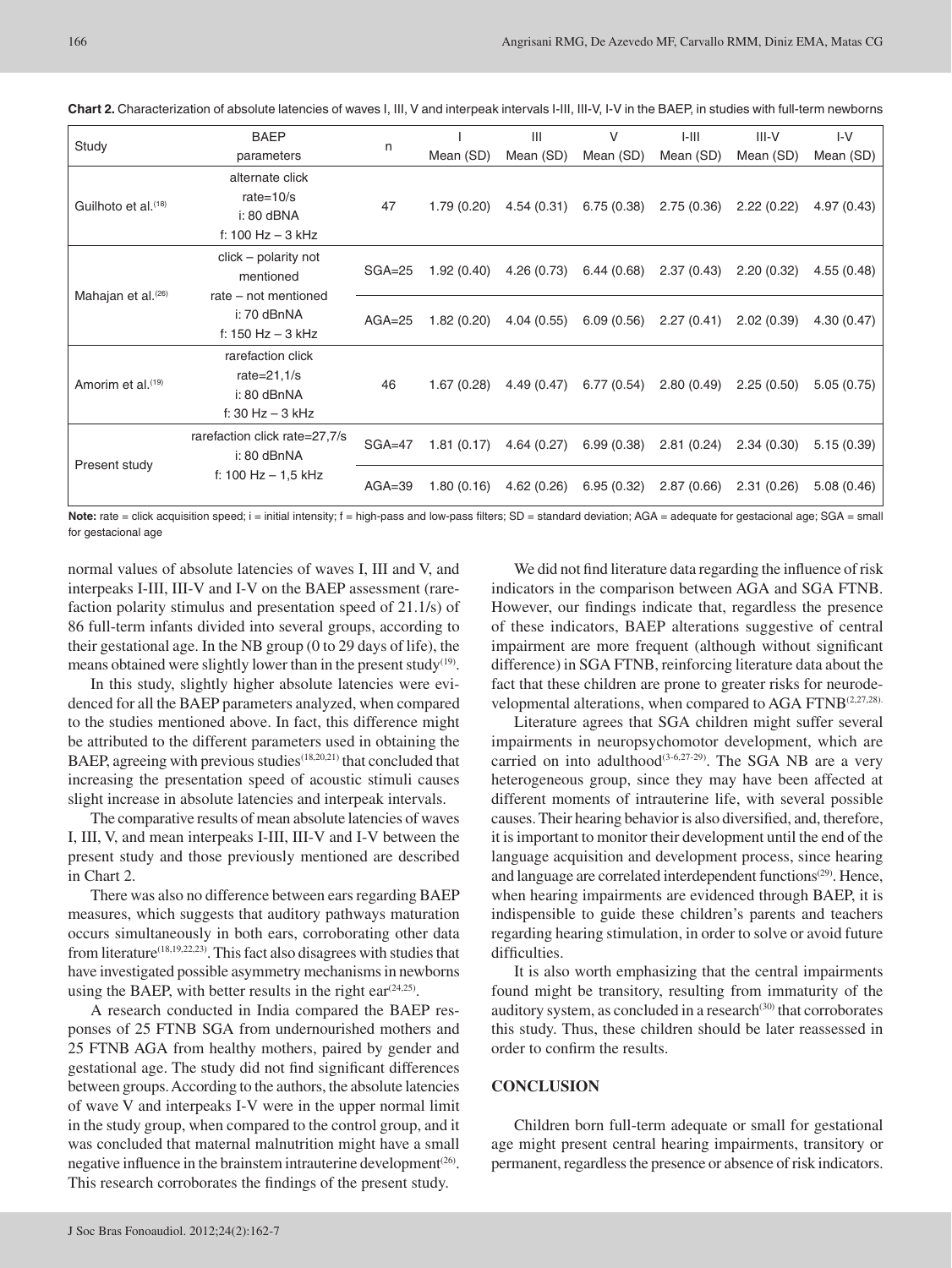**Chart 2.** Characterization of absolute latencies of waves I, III, V and interpeak intervals I-III, III-V, I-V in the BAEP, in studies with full-term newborns

| Study | BAEP parameters | n | I Mean (SD) | III Mean (SD) | V Mean (SD) | I-III Mean (SD) | III-V Mean (SD) | I-V Mean (SD) |
|---|---|---|---|---|---|---|---|---|
| Guilhoto et al.[18] | alternate click rate=10/s i: 80 dBNA f: 100 Hz – 3 kHz | 47 | 1.79 (0.20) | 4.54 (0.31) | 6.75 (0.38) | 2.75 (0.36) | 2.22 (0.22) | 4.97 (0.43) |
| Mahajan et al.[26] | click – polarity not mentioned rate – not mentioned i: 70 dBnNA f: 150 Hz – 3 kHz | SGA=25 | 1.92 (0.40) | 4.26 (0.73) | 6.44 (0.68) | 2.37 (0.43) | 2.20 (0.32) | 4.55 (0.48) |
| | | AGA=25 | 1.82 (0.20) | 4.04 (0.55) | 6.09 (0.56) | 2.27 (0.41) | 2.02 (0.39) | 4.30 (0.47) |
| Amorim et al.[19] | rarefaction click rate=21,1/s i: 80 dBnNA f: 30 Hz – 3 kHz | 46 | 1.67 (0.28) | 4.49 (0.47) | 6.77 (0.54) | 2.80 (0.49) | 2.25 (0.50) | 5.05 (0.75) |
| Present study | rarefaction click rate=27,7/s i: 80 dBnNA f: 100 Hz – 1,5 kHz | SGA=47 | 1.81 (0.17) | 4.64 (0.27) | 6.99 (0.38) | 2.81 (0.24) | 2.34 (0.30) | 5.15 (0.39) |
| | | AGA=39 | 1.80 (0.16) | 4.62 (0.26) | 6.95 (0.32) | 2.87 (0.66) | 2.31 (0.26) | 5.08 (0.46) |

**Note:** rate = click acquisition speed; i = initial intensity; f = high-pass and low-pass filters; SD = standard deviation; AGA = adequate for gestacional age; SGA = small for gestacional age

normal values of absolute latencies of waves I, III and V, and interpeaks I-III, III-V and I-V on the BAEP assessment (rarefaction polarity stimulus and presentation speed of 21.1/s) of 86 full-term infants divided into several groups, according to their gestational age. In the NB group (0 to 29 days of life), the means obtained were slightly lower than in the present study[19].

In this study, slightly higher absolute latencies were evidenced for all the BAEP parameters analyzed, when compared to the studies mentioned above. In fact, this difference might be attributed to the different parameters used in obtaining the BAEP, agreeing with previous studies[18,20,21] that concluded that increasing the presentation speed of acoustic stimuli causes slight increase in absolute latencies and interpeak intervals.

The comparative results of mean absolute latencies of waves I, III, V, and mean interpeaks I-III, III-V and I-V between the present study and those previously mentioned are described in Chart 2.

There was also no difference between ears regarding BAEP measures, which suggests that auditory pathways maturation occurs simultaneously in both ears, corroborating other data from literature[18,19,22,23]. This fact also disagrees with studies that have investigated possible asymmetry mechanisms in newborns using the BAEP, with better results in the right ear[24,25].

A research conducted in India compared the BAEP responses of 25 FTNB SGA from undernourished mothers and 25 FTNB AGA from healthy mothers, paired by gender and gestational age. The study did not find significant differences between groups. According to the authors, the absolute latencies of wave V and interpeaks I-V were in the upper normal limit in the study group, when compared to the control group, and it was concluded that maternal malnutrition might have a small negative influence in the brainstem intrauterine development[26]. This research corroborates the findings of the present study.

We did not find literature data regarding the influence of risk indicators in the comparison between AGA and SGA FTNB. However, our findings indicate that, regardless the presence of these indicators, BAEP alterations suggestive of central impairment are more frequent (although without significant difference) in SGA FTNB, reinforcing literature data about the fact that these children are prone to greater risks for neurodevelopmental alterations, when compared to AGA FTNB[2,27,28].

Literature agrees that SGA children might suffer several impairments in neuropsychomotor development, which are carried on into adulthood[3-6,27-29]. The SGA NB are a very heterogeneous group, since they may have been affected at different moments of intrauterine life, with several possible causes. Their hearing behavior is also diversified, and, therefore, it is important to monitor their development until the end of the language acquisition and development process, since hearing and language are correlated interdependent functions[29]. Hence, when hearing impairments are evidenced through BAEP, it is indispensible to guide these children's parents and teachers regarding hearing stimulation, in order to solve or avoid future difficulties.

It is also worth emphasizing that the central impairments found might be transitory, resulting from immaturity of the auditory system, as concluded in a research[30] that corroborates this study. Thus, these children should be later reassessed in order to confirm the results.

## CONCLUSION

Children born full-term adequate or small for gestational age might present central hearing impairments, transitory or permanent, regardless the presence or absence of risk indicators.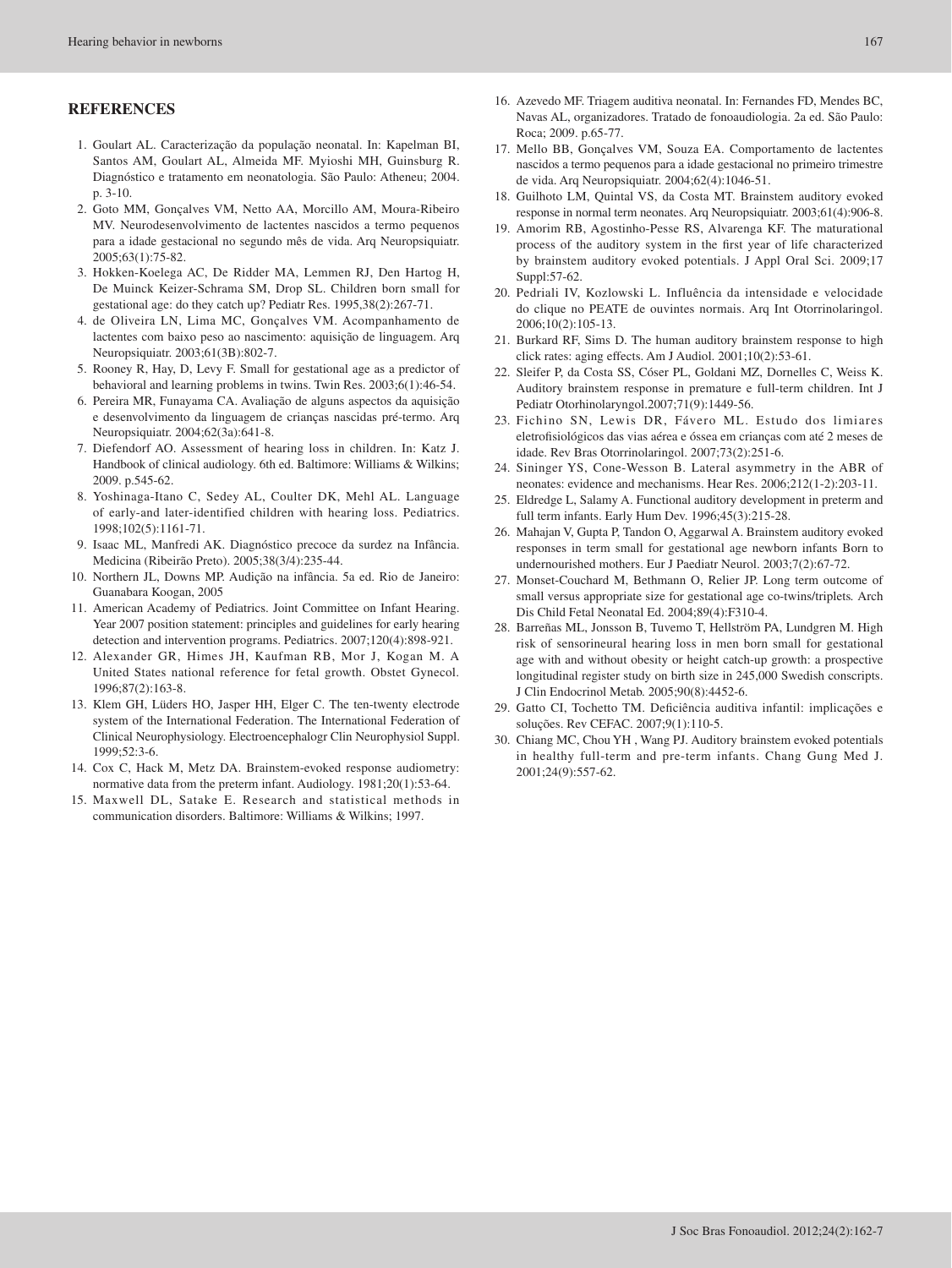## REFERENCES

1. Goulart AL. Caracterização da população neonatal. In: Kapelman BI, Santos AM, Goulart AL, Almeida MF. Myioshi MH, Guinsburg R. Diagnóstico e tratamento em neonatologia. São Paulo: Atheneu; 2004. p. 3-10.
2. Goto MM, Gonçalves VM, Netto AA, Morcillo AM, Moura-Ribeiro MV. Neurodesenvolvimento de lactentes nascidos a termo pequenos para a idade gestacional no segundo mês de vida. Arq Neuropsiquiatr. 2005;63(1):75-82.
3. Hokken-Koelega AC, De Ridder MA, Lemmen RJ, Den Hartog H, De Muinck Keizer-Schrama SM, Drop SL. Children born small for gestational age: do they catch up? Pediatr Res. 1995,38(2):267-71.
4. de Oliveira LN, Lima MC, Gonçalves VM. Acompanhamento de lactentes com baixo peso ao nascimento: aquisição de linguagem. Arq Neuropsiquiatr. 2003;61(3B):802-7.
5. Rooney R, Hay, D, Levy F. Small for gestational age as a predictor of behavioral and learning problems in twins. Twin Res. 2003;6(1):46-54.
6. Pereira MR, Funayama CA. Avaliação de alguns aspectos da aquisição e desenvolvimento da linguagem de crianças nascidas pré-termo. Arq Neuropsiquiatr. 2004;62(3a):641-8.
7. Diefendorf AO. Assessment of hearing loss in children. In: Katz J. Handbook of clinical audiology. 6th ed. Baltimore: Williams & Wilkins; 2009. p.545-62.
8. Yoshinaga-Itano C, Sedey AL, Coulter DK, Mehl AL. Language of early-and later-identified children with hearing loss. Pediatrics. 1998;102(5):1161-71.
9. Isaac ML, Manfredi AK. Diagnóstico precoce da surdez na Infância. Medicina (Ribeirão Preto). 2005;38(3/4):235-44.
10. Northern JL, Downs MP. Audição na infância. 5a ed. Rio de Janeiro: Guanabara Koogan, 2005
11. American Academy of Pediatrics. Joint Committee on Infant Hearing. Year 2007 position statement: principles and guidelines for early hearing detection and intervention programs. Pediatrics. 2007;120(4):898-921.
12. Alexander GR, Himes JH, Kaufman RB, Mor J, Kogan M. A United States national reference for fetal growth. Obstet Gynecol. 1996;87(2):163-8.
13. Klem GH, Lüders HO, Jasper HH, Elger C. The ten-twenty electrode system of the International Federation. The International Federation of Clinical Neurophysiology. Electroencephalogr Clin Neurophysiol Suppl. 1999;52:3-6.
14. Cox C, Hack M, Metz DA. Brainstem-evoked response audiometry: normative data from the preterm infant. Audiology. 1981;20(1):53-64.
15. Maxwell DL, Satake E. Research and statistical methods in communication disorders. Baltimore: Williams & Wilkins; 1997.
16. Azevedo MF. Triagem auditiva neonatal. In: Fernandes FD, Mendes BC, Navas AL, organizadores. Tratado de fonoaudiologia. 2a ed. São Paulo: Roca; 2009. p.65-77.
17. Mello BB, Gonçalves VM, Souza EA. Comportamento de lactentes nascidos a termo pequenos para a idade gestacional no primeiro trimestre de vida. Arq Neuropsiquiatr. 2004;62(4):1046-51.
18. Guilhoto LM, Quintal VS, da Costa MT. Brainstem auditory evoked response in normal term neonates. Arq Neuropsiquiatr. 2003;61(4):906-8.
19. Amorim RB, Agostinho-Pesse RS, Alvarenga KF. The maturational process of the auditory system in the first year of life characterized by brainstem auditory evoked potentials. J Appl Oral Sci. 2009;17 Suppl:57-62.
20. Pedriali IV, Kozlowski L. Influência da intensidade e velocidade do clique no PEATE de ouvintes normais. Arq Int Otorrinolaringol. 2006;10(2):105-13.
21. Burkard RF, Sims D. The human auditory brainstem response to high click rates: aging effects. Am J Audiol. 2001;10(2):53-61.
22. Sleifer P, da Costa SS, Cóser PL, Goldani MZ, Dornelles C, Weiss K. Auditory brainstem response in premature e full-term children. Int J Pediatr Otorhinolaryngol.2007;71(9):1449-56.
23. Fichino SN, Lewis DR, Fávero ML. Estudo dos limiares eletrofisiológicos das vias aérea e óssea em crianças com até 2 meses de idade. Rev Bras Otorrinolaringol. 2007;73(2):251-6.
24. Sininger YS, Cone-Wesson B. Lateral asymmetry in the ABR of neonates: evidence and mechanisms. Hear Res. 2006;212(1-2):203-11.
25. Eldredge L, Salamy A. Functional auditory development in preterm and full term infants. Early Hum Dev. 1996;45(3):215-28.
26. Mahajan V, Gupta P, Tandon O, Aggarwal A. Brainstem auditory evoked responses in term small for gestational age newborn infants Born to undernourished mothers. Eur J Paediatr Neurol. 2003;7(2):67-72.
27. Monset-Couchard M, Bethmann O, Relier JP. Long term outcome of small versus appropriate size for gestational age co-twins/triplets. Arch Dis Child Fetal Neonatal Ed. 2004;89(4):F310-4.
28. Barreñas ML, Jonsson B, Tuvemo T, Hellström PA, Lundgren M. High risk of sensorineural hearing loss in men born small for gestational age with and without obesity or height catch-up growth: a prospective longitudinal register study on birth size in 245,000 Swedish conscripts. J Clin Endocrinol Metab. 2005;90(8):4452-6.
29. Gatto CI, Tochetto TM. Deficiência auditiva infantil: implicações e soluções. Rev CEFAC. 2007;9(1):110-5.
30. Chiang MC, Chou YH , Wang PJ. Auditory brainstem evoked potentials in healthy full-term and pre-term infants. Chang Gung Med J. 2001;24(9):557-62.